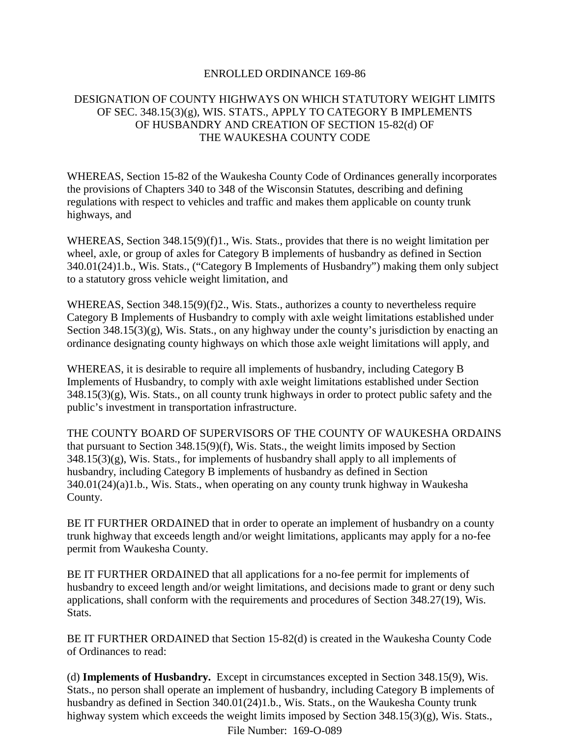ENROLLED ORDINANCE 169-86

# DESIGNATION OF COUNTY HIGHWAYS ON WHICH STATUTORY WEIGHT LIMITS OF SEC. 348.15(3)(g), WIS. STATS., APPLY TO CATEGORY B IMPLEMENTS OF HUSBANDRY AND CREATION OF SECTION 15-82(d) OF THE WAUKESHA COUNTY CODE

WHEREAS, Section 15-82 of the Waukesha County Code of Ordinances generally incorporates the provisions of Chapters 340 to 348 of the Wisconsin Statutes, describing and defining regulations with respect to vehicles and traffic and makes them applicable on county trunk highways, and

WHEREAS, Section 348.15(9)(f)1., Wis. Stats., provides that there is no weight limitation per wheel, axle, or group of axles for Category B implements of husbandry as defined in Section 340.01(24)1.b., Wis. Stats., ("Category B Implements of Husbandry") making them only subject to a statutory gross vehicle weight limitation, and

WHEREAS, Section 348.15(9)(f)2., Wis. Stats., authorizes a county to nevertheless require Category B Implements of Husbandry to comply with axle weight limitations established under Section 348.15(3)(g), Wis. Stats., on any highway under the county's jurisdiction by enacting an ordinance designating county highways on which those axle weight limitations will apply, and

WHEREAS, it is desirable to require all implements of husbandry, including Category B Implements of Husbandry, to comply with axle weight limitations established under Section 348.15(3)(g), Wis. Stats., on all county trunk highways in order to protect public safety and the public's investment in transportation infrastructure.

THE COUNTY BOARD OF SUPERVISORS OF THE COUNTY OF WAUKESHA ORDAINS that pursuant to Section 348.15(9)(f), Wis. Stats., the weight limits imposed by Section 348.15(3)(g), Wis. Stats., for implements of husbandry shall apply to all implements of husbandry, including Category B implements of husbandry as defined in Section 340.01(24)(a)1.b., Wis. Stats., when operating on any county trunk highway in Waukesha County.

BE IT FURTHER ORDAINED that in order to operate an implement of husbandry on a county trunk highway that exceeds length and/or weight limitations, applicants may apply for a no-fee permit from Waukesha County.

BE IT FURTHER ORDAINED that all applications for a no-fee permit for implements of husbandry to exceed length and/or weight limitations, and decisions made to grant or deny such applications, shall conform with the requirements and procedures of Section 348.27(19), Wis. Stats.

BE IT FURTHER ORDAINED that Section 15-82(d) is created in the Waukesha County Code of Ordinances to read:

(d) **Implements of Husbandry.** Except in circumstances excepted in Section 348.15(9), Wis. Stats., no person shall operate an implement of husbandry, including Category B implements of husbandry as defined in Section 340.01(24)1.b., Wis. Stats., on the Waukesha County trunk highway system which exceeds the weight limits imposed by Section 348.15(3)(g), Wis. Stats.,

File Number: 169-O-089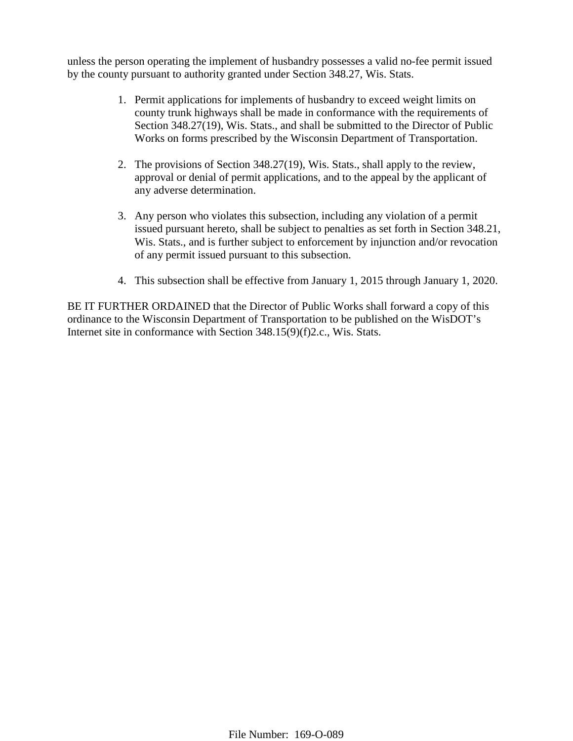unless the person operating the implement of husbandry possesses a valid no-fee permit issued by the county pursuant to authority granted under Section 348.27, Wis. Stats.

1. Permit applications for implements of husbandry to exceed weight limits on county trunk highways shall be made in conformance with the requirements of Section 348.27(19), Wis. Stats., and shall be submitted to the Director of Public Works on forms prescribed by the Wisconsin Department of Transportation.

2. The provisions of Section 348.27(19), Wis. Stats., shall apply to the review, approval or denial of permit applications, and to the appeal by the applicant of any adverse determination.

3. Any person who violates this subsection, including any violation of a permit issued pursuant hereto, shall be subject to penalties as set forth in Section 348.21, Wis. Stats., and is further subject to enforcement by injunction and/or revocation of any permit issued pursuant to this subsection.

4. This subsection shall be effective from January 1, 2015 through January 1, 2020.

BE IT FURTHER ORDAINED that the Director of Public Works shall forward a copy of this ordinance to the Wisconsin Department of Transportation to be published on the WisDOT's Internet site in conformance with Section 348.15(9)(f)2.c., Wis. Stats.

File Number: 169-O-089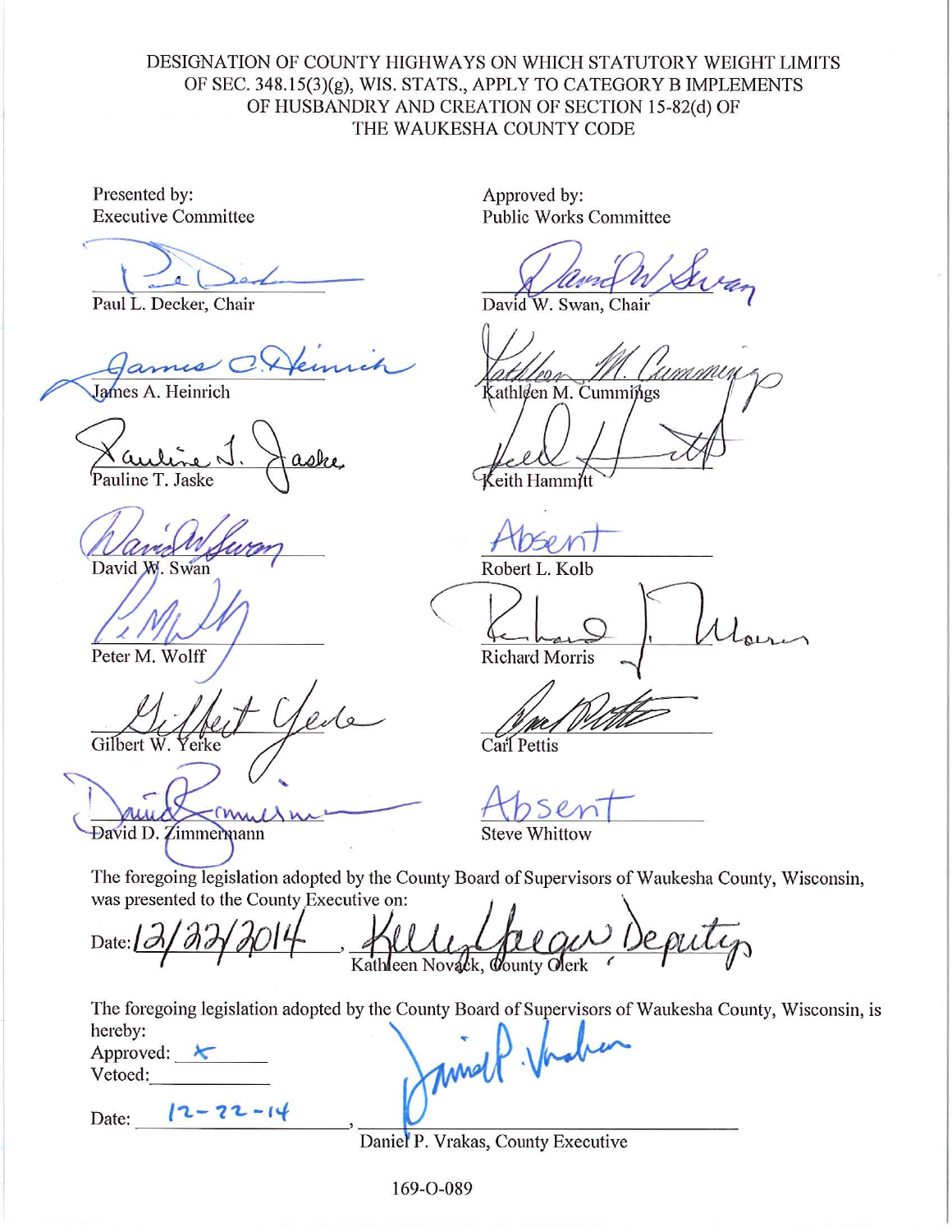DESIGNATION OF COUNTY HIGHWAYS ON WHICH STATUTORY WEIGHT LIMITS OF SEC. 348.15(3)(g), WIS. STATS., APPLY TO CATEGORY B IMPLEMENTS OF HUSBANDRY AND CREATION OF SECTION 15-82(d) OF THE WAUKESHA COUNTY CODE

| Presented by: Executive Committee | Approved by: Public Works Committee |
|---|---|
| Paul L. Decker, Chair | David W. Swan, Chair |
| James A. Heinrich | Kathleen M. Cummings |
| Pauline T. Jaske | Keith Hammitt |
| David W. Swan | Absent — Robert L. Kolb |
| Peter M. Wolff | Richard Morris |
| Gilbert W. Yerke | Carl Pettis |
| David D. Zimmermann | Absent — Steve Whittow |

The foregoing legislation adopted by the County Board of Supervisors of Waukesha County, Wisconsin, was presented to the County Executive on:

Date: 12/22/2014, Kathleen Novack, County Clerk (signed by Kelly Yaeger, Deputy)

The foregoing legislation adopted by the County Board of Supervisors of Waukesha County, Wisconsin, is hereby:

Approved: X

Vetoed: ______

Date: 12-22-14, Daniel P. Vrakas, County Executive

169-O-089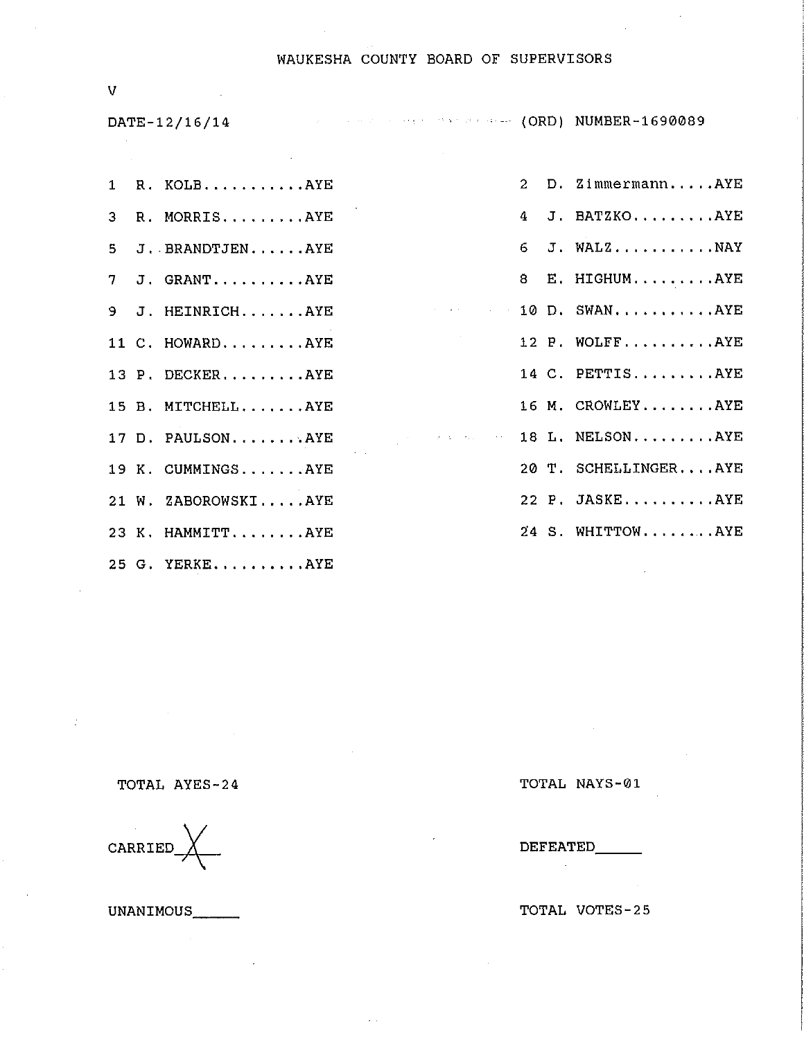# WAUKESHA COUNTY BOARD OF SUPERVISORS

V

DATE-12/16/14 (ORD) NUMBER-1690089

| | |
|---|---|
| 1 R. KOLB...........AYE | 2 D. Zimmermann.....AYE |
| 3 R. MORRIS.........AYE | 4 J. BATZKO.........AYE |
| 5 J. BRANDTJEN......AYE | 6 J. WALZ...........NAY |
| 7 J. GRANT..........AYE | 8 E. HIGHUM.........AYE |
| 9 J. HEINRICH.......AYE | 10 D. SWAN...........AYE |
| 11 C. HOWARD.........AYE | 12 P. WOLFF..........AYE |
| 13 P. DECKER.........AYE | 14 C. PETTIS.........AYE |
| 15 B. MITCHELL.......AYE | 16 M. CROWLEY........AYE |
| 17 D. PAULSON........AYE | 18 L. NELSON.........AYE |
| 19 K. CUMMINGS.......AYE | 20 T. SCHELLINGER....AYE |
| 21 W. ZABOROWSKI.....AYE | 22 P. JASKE..........AYE |
| 23 K. HAMMITT........AYE | 24 S. WHITTOW........AYE |
| 25 G. YERKE..........AYE | |

TOTAL AYES-24

TOTAL NAYS-01

CARRIED X

DEFEATED_____

UNANIMOUS_____

TOTAL VOTES-25